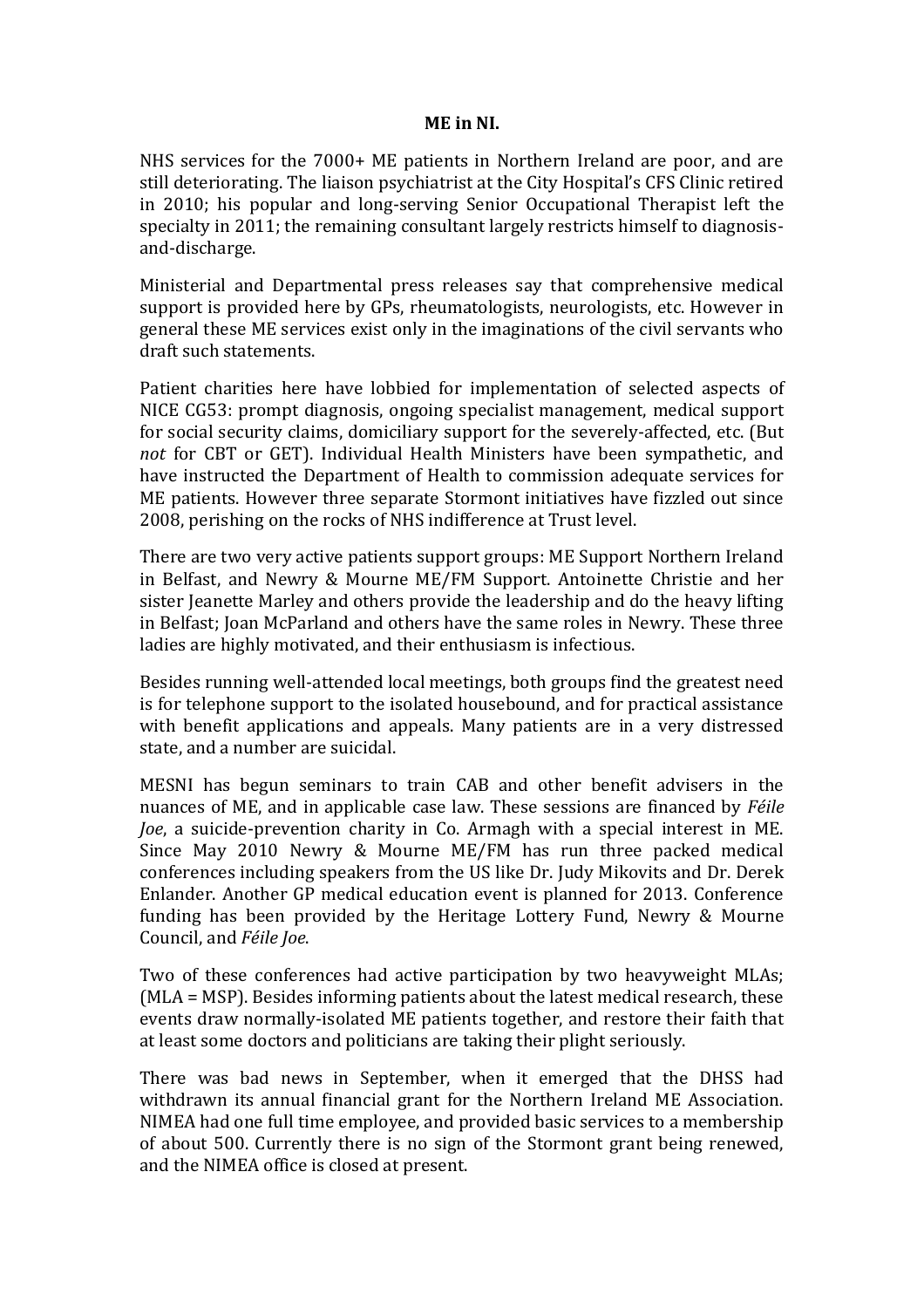**ME in NI.**

NHS services for the 7000+ ME patients in Northern Ireland are poor, and are still deteriorating. The liaison psychiatrist at the City Hospital's CFS Clinic retired in 2010; his popular and long-serving Senior Occupational Therapist left the specialty in 2011; the remaining consultant largely restricts himself to diagnosis-and-discharge.

Ministerial and Departmental press releases say that comprehensive medical support is provided here by GPs, rheumatologists, neurologists, etc. However in general these ME services exist only in the imaginations of the civil servants who draft such statements.

Patient charities here have lobbied for implementation of selected aspects of NICE CG53: prompt diagnosis, ongoing specialist management, medical support for social security claims, domiciliary support for the severely-affected, etc. (But *not* for CBT or GET). Individual Health Ministers have been sympathetic, and have instructed the Department of Health to commission adequate services for ME patients. However three separate Stormont initiatives have fizzled out since 2008, perishing on the rocks of NHS indifference at Trust level.

There are two very active patients support groups: ME Support Northern Ireland in Belfast, and Newry & Mourne ME/FM Support. Antoinette Christie and her sister Jeanette Marley and others provide the leadership and do the heavy lifting in Belfast; Joan McParland and others have the same roles in Newry. These three ladies are highly motivated, and their enthusiasm is infectious.

Besides running well-attended local meetings, both groups find the greatest need is for telephone support to the isolated housebound, and for practical assistance with benefit applications and appeals. Many patients are in a very distressed state, and a number are suicidal.

MESNI has begun seminars to train CAB and other benefit advisers in the nuances of ME, and in applicable case law. These sessions are financed by *Féile Joe*, a suicide-prevention charity in Co. Armagh with a special interest in ME. Since May 2010 Newry & Mourne ME/FM has run three packed medical conferences including speakers from the US like Dr. Judy Mikovits and Dr. Derek Enlander. Another GP medical education event is planned for 2013. Conference funding has been provided by the Heritage Lottery Fund, Newry & Mourne Council, and *Féile Joe*.

Two of these conferences had active participation by two heavyweight MLAs; (MLA = MSP). Besides informing patients about the latest medical research, these events draw normally-isolated ME patients together, and restore their faith that at least some doctors and politicians are taking their plight seriously.

There was bad news in September, when it emerged that the DHSS had withdrawn its annual financial grant for the Northern Ireland ME Association. NIMEA had one full time employee, and provided basic services to a membership of about 500. Currently there is no sign of the Stormont grant being renewed, and the NIMEA office is closed at present.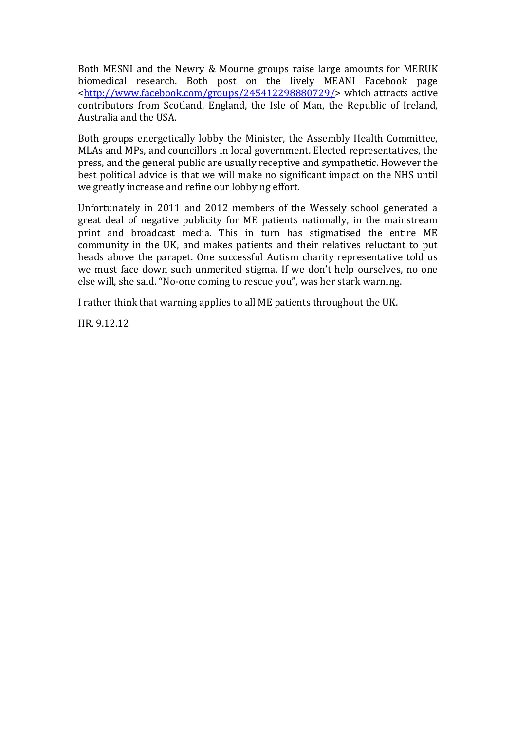Both MESNI and the Newry & Mourne groups raise large amounts for MERUK biomedical research. Both post on the lively MEANI Facebook page <http://www.facebook.com/groups/245412298880729/> which attracts active contributors from Scotland, England, the Isle of Man, the Republic of Ireland, Australia and the USA.

Both groups energetically lobby the Minister, the Assembly Health Committee, MLAs and MPs, and councillors in local government. Elected representatives, the press, and the general public are usually receptive and sympathetic. However the best political advice is that we will make no significant impact on the NHS until we greatly increase and refine our lobbying effort.

Unfortunately in 2011 and 2012 members of the Wessely school generated a great deal of negative publicity for ME patients nationally, in the mainstream print and broadcast media. This in turn has stigmatised the entire ME community in the UK, and makes patients and their relatives reluctant to put heads above the parapet. One successful Autism charity representative told us we must face down such unmerited stigma. If we don't help ourselves, no one else will, she said. "No-one coming to rescue you", was her stark warning.

I rather think that warning applies to all ME patients throughout the UK.

HR. 9.12.12